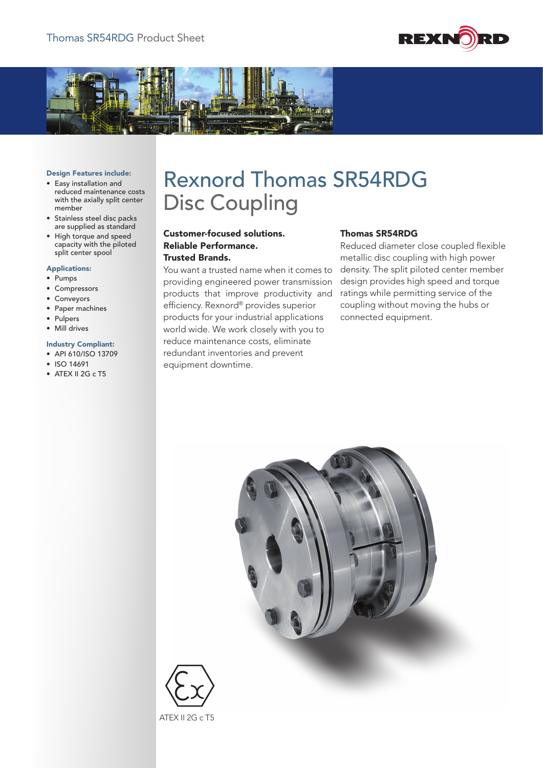# Rexnord Thomas SR54RDG Disc Coupling

**Design Features include:**

- Easy installation and reduced maintenance costs with the axially split center member
- Stainless steel disc packs are supplied as standard
- High torque and speed capacity with the piloted split center spool

**Applications:**

- Pumps
- Compressors
- Conveyors
- Paper machines
- Pulpers
- Mill drives

**Industry Compliant:**

- API 610/ISO 13709
- ISO 14691
- ATEX II 2G c T5

**Customer-focused solutions.**
**Reliable Performance.**
**Trusted Brands.**

You want a trusted name when it comes to providing engineered power transmission products that improve productivity and efficiency. Rexnord® provides superior products for your industrial applications world wide. We work closely with you to reduce maintenance costs, eliminate redundant inventories and prevent equipment downtime.

**Thomas SR54RDG**

Reduced diameter close coupled flexible metallic disc coupling with high power density. The split piloted center member design provides high speed and torque ratings while permitting service of the coupling without moving the hubs or connected equipment.

ATEX II 2G c T5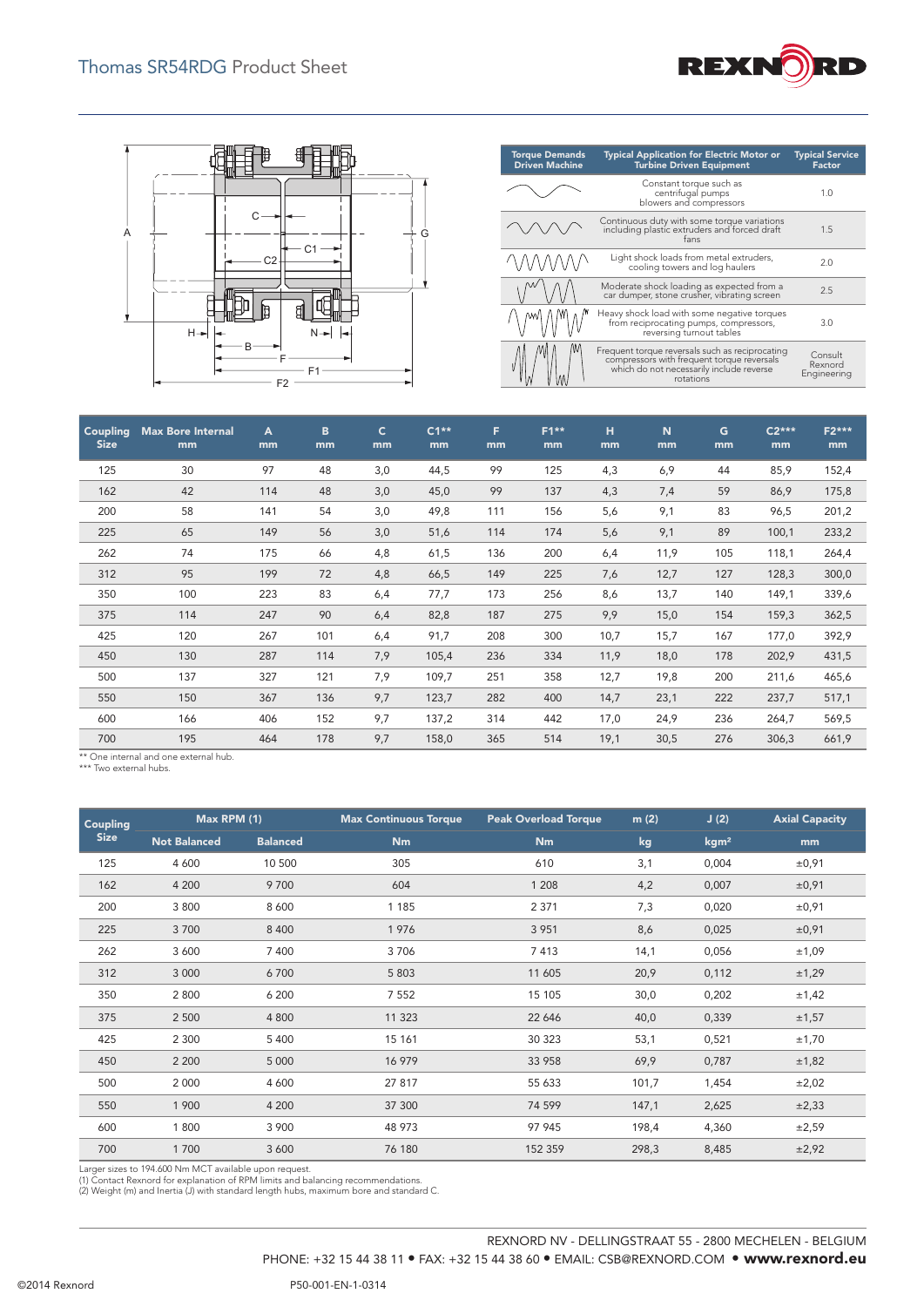# Thomas SR54RDG Product Sheet

A
C
C1
C2
G
H
B
N
F
F1
F2

| Torque Demands Driven Machine | Typical Application for Electric Motor or Turbine Driven Equipment | Typical Service Factor |
|---|---|---|
| | Constant torque such as centrifugal pumps blowers and compressors | 1.0 |
| | Continuous duty with some torque variations including plastic extruders and forced draft fans | 1.5 |
| | Light shock loads from metal extruders, cooling towers and log haulers | 2.0 |
| | Moderate shock loading as expected from a car dumper, stone crusher, vibrating screen | 2.5 |
| | Heavy shock load with some negative torques from reciprocating pumps, compressors, reversing turnout tables | 3.0 |
| | Frequent torque reversals such as reciprocating compressors with frequent torque reversals which do not necessarily include reverse rotations | Consult Rexnord Engineering |

| Coupling Size | Max Bore Internal mm | A mm | B mm | C mm | C1** mm | F mm | F1** mm | H mm | N mm | G mm | C2*** mm | F2*** mm |
|---|---|---|---|---|---|---|---|---|---|---|---|---|
| 125 | 30 | 97 | 48 | 3,0 | 44,5 | 99 | 125 | 4,3 | 6,9 | 44 | 85,9 | 152,4 |
| 162 | 42 | 114 | 48 | 3,0 | 45,0 | 99 | 137 | 4,3 | 7,4 | 59 | 86,9 | 175,8 |
| 200 | 58 | 141 | 54 | 3,0 | 49,8 | 111 | 156 | 5,6 | 9,1 | 83 | 96,5 | 201,2 |
| 225 | 65 | 149 | 56 | 3,0 | 51,6 | 114 | 174 | 5,6 | 9,1 | 89 | 100,1 | 233,2 |
| 262 | 74 | 175 | 66 | 4,8 | 61,5 | 136 | 200 | 6,4 | 11,9 | 105 | 118,1 | 264,4 |
| 312 | 95 | 199 | 72 | 4,8 | 66,5 | 149 | 225 | 7,6 | 12,7 | 127 | 128,3 | 300,0 |
| 350 | 100 | 223 | 83 | 6,4 | 77,7 | 173 | 256 | 8,6 | 13,7 | 140 | 149,1 | 339,6 |
| 375 | 114 | 247 | 90 | 6,4 | 82,8 | 187 | 275 | 9,9 | 15,0 | 154 | 159,3 | 362,5 |
| 425 | 120 | 267 | 101 | 6,4 | 91,7 | 208 | 300 | 10,7 | 15,7 | 167 | 177,0 | 392,9 |
| 450 | 130 | 287 | 114 | 7,9 | 105,4 | 236 | 334 | 11,9 | 18,0 | 178 | 202,9 | 431,5 |
| 500 | 137 | 327 | 121 | 7,9 | 109,7 | 251 | 358 | 12,7 | 19,8 | 200 | 211,6 | 465,6 |
| 550 | 150 | 367 | 136 | 9,7 | 123,7 | 282 | 400 | 14,7 | 23,1 | 222 | 237,7 | 517,1 |
| 600 | 166 | 406 | 152 | 9,7 | 137,2 | 314 | 442 | 17,0 | 24,9 | 236 | 264,7 | 569,5 |
| 700 | 195 | 464 | 178 | 9,7 | 158,0 | 365 | 514 | 19,1 | 30,5 | 276 | 306,3 | 661,9 |

** One internal and one external hub.
*** Two external hubs.

| Coupling Size | Max RPM (1) | | Max Continuous Torque | Peak Overload Torque | m (2) | J (2) | Axial Capacity |
|---|---|---|---|---|---|---|---|
| | Not Balanced | Balanced | Nm | Nm | kg | kgm² | mm |
| 125 | 4 600 | 10 500 | 305 | 610 | 3,1 | 0,004 | ±0,91 |
| 162 | 4 200 | 9 700 | 604 | 1 208 | 4,2 | 0,007 | ±0,91 |
| 200 | 3 800 | 8 600 | 1 185 | 2 371 | 7,3 | 0,020 | ±0,91 |
| 225 | 3 700 | 8 400 | 1 976 | 3 951 | 8,6 | 0,025 | ±0,91 |
| 262 | 3 600 | 7 400 | 3 706 | 7 413 | 14,1 | 0,056 | ±1,09 |
| 312 | 3 000 | 6 700 | 5 803 | 11 605 | 20,9 | 0,112 | ±1,29 |
| 350 | 2 800 | 6 200 | 7 552 | 15 105 | 30,0 | 0,202 | ±1,42 |
| 375 | 2 500 | 4 800 | 11 323 | 22 646 | 40,0 | 0,339 | ±1,57 |
| 425 | 2 300 | 5 400 | 15 161 | 30 323 | 53,1 | 0,521 | ±1,70 |
| 450 | 2 200 | 5 000 | 16 979 | 33 958 | 69,9 | 0,787 | ±1,82 |
| 500 | 2 000 | 4 600 | 27 817 | 55 633 | 101,7 | 1,454 | ±2,02 |
| 550 | 1 900 | 4 200 | 37 300 | 74 599 | 147,1 | 2,625 | ±2,33 |
| 600 | 1 800 | 3 900 | 48 973 | 97 945 | 198,4 | 4,360 | ±2,59 |
| 700 | 1 700 | 3 600 | 76 180 | 152 359 | 298,3 | 8,485 | ±2,92 |

Larger sizes to 194.600 Nm MCT available upon request.
(1) Contact Rexnord for explanation of RPM limits and balancing recommendations.
(2) Weight (m) and Inertia (J) with standard length hubs, maximum bore and standard C.

REXNORD NV - DELLINGSTRAAT 55 - 2800 MECHELEN - BELGIUM
PHONE: +32 15 44 38 11 • FAX: +32 15 44 38 60 • EMAIL: CSB@REXNORD.COM • **www.rexnord.eu**

©2014 Rexnord

P50-001-EN-1-0314